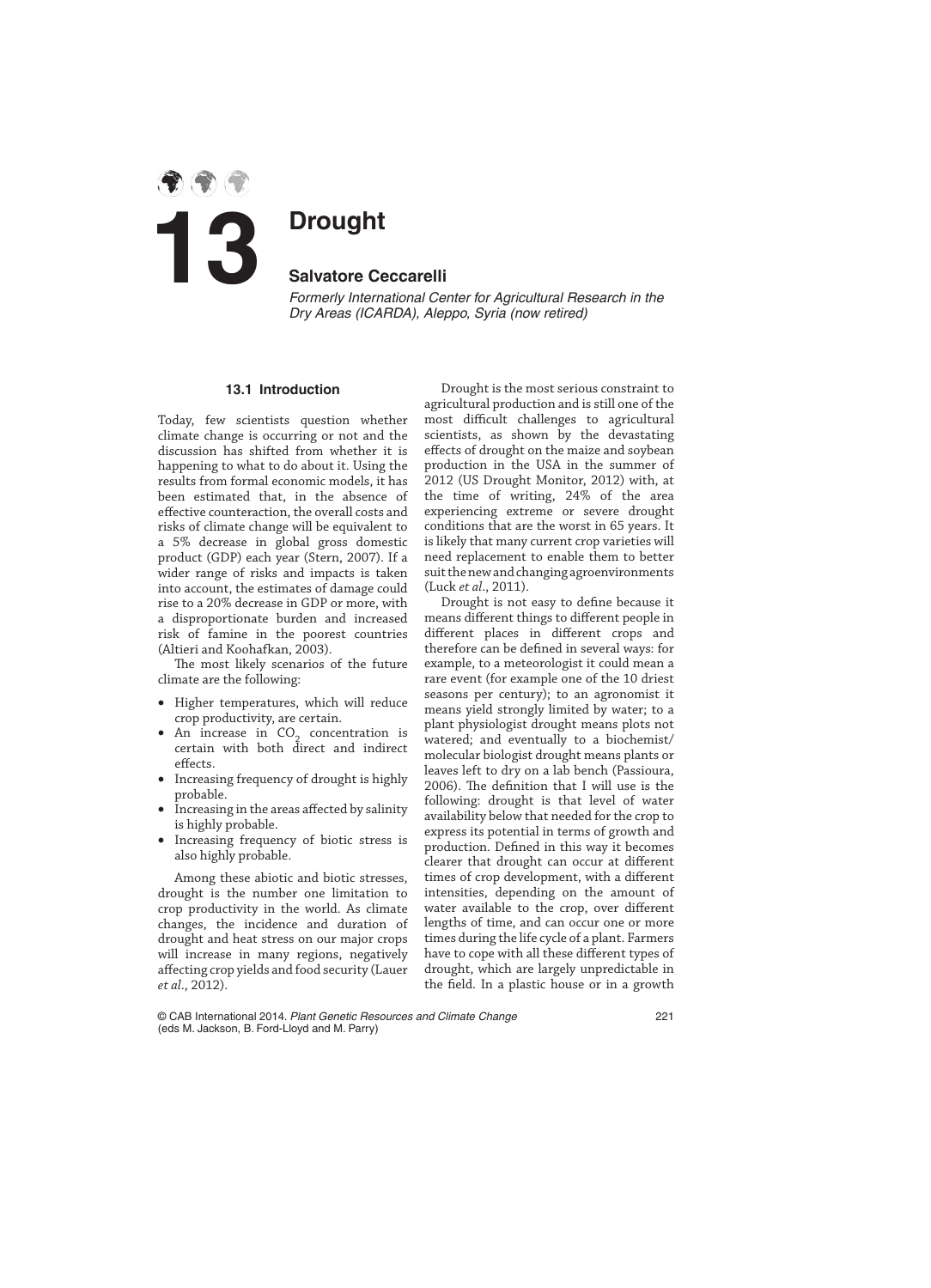# 13 Drought

## Salvatore Ceccarelli

*Formerly International Center for Agricultural Research in the Dry Areas (ICARDA), Aleppo, Syria (now retired)*

### 13.1 Introduction

Today, few scientists question whether climate change is occurring or not and the discussion has shifted from whether it is happening to what to do about it. Using the results from formal economic models, it has been estimated that, in the absence of effective counteraction, the overall costs and risks of climate change will be equivalent to a 5% decrease in global gross domestic product (GDP) each year (Stern, 2007). If a wider range of risks and impacts is taken into account, the estimates of damage could rise to a 20% decrease in GDP or more, with a disproportionate burden and increased risk of famine in the poorest countries (Altieri and Koohafkan, 2003).

The most likely scenarios of the future climate are the following:

- Higher temperatures, which will reduce crop productivity, are certain.
- An increase in $CO_2$ concentration is certain with both direct and indirect effects.
- Increasing frequency of drought is highly probable.
- Increasing in the areas affected by salinity is highly probable.
- Increasing frequency of biotic stress is also highly probable.

Among these abiotic and biotic stresses, drought is the number one limitation to crop productivity in the world. As climate changes, the incidence and duration of drought and heat stress on our major crops will increase in many regions, negatively affecting crop yields and food security (Lauer *et al*., 2012).

Drought is the most serious constraint to agricultural production and is still one of the most difficult challenges to agricultural scientists, as shown by the devastating effects of drought on the maize and soybean production in the USA in the summer of 2012 (US Drought Monitor, 2012) with, at the time of writing, 24% of the area experiencing extreme or severe drought conditions that are the worst in 65 years. It is likely that many current crop varieties will need replacement to enable them to better suit the new and changing agroenvironments (Luck *et al*., 2011).

Drought is not easy to define because it means different things to different people in different places in different crops and therefore can be defined in several ways: for example, to a meteorologist it could mean a rare event (for example one of the 10 driest seasons per century); to an agronomist it means yield strongly limited by water; to a plant physiologist drought means plots not watered; and eventually to a biochemist/molecular biologist drought means plants or leaves left to dry on a lab bench (Passioura, 2006). The definition that I will use is the following: drought is that level of water availability below that needed for the crop to express its potential in terms of growth and production. Defined in this way it becomes clearer that drought can occur at different times of crop development, with a different intensities, depending on the amount of water available to the crop, over different lengths of time, and can occur one or more times during the life cycle of a plant. Farmers have to cope with all these different types of drought, which are largely unpredictable in the field. In a plastic house or in a growth

© CAB International 2014. *Plant Genetic Resources and Climate Change* (eds M. Jackson, B. Ford-Lloyd and M. Parry)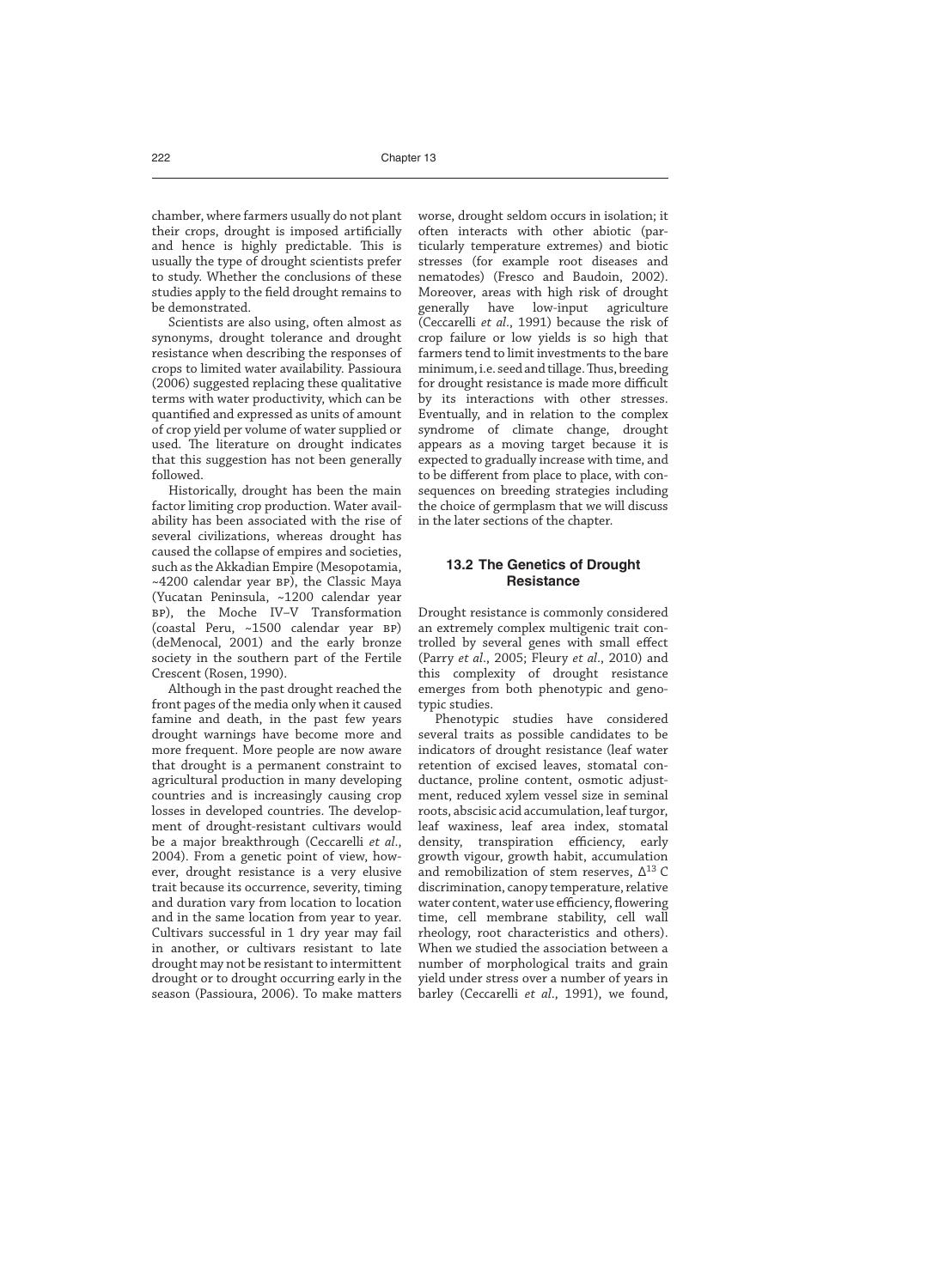chamber, where farmers usually do not plant their crops, drought is imposed artificially and hence is highly predictable. This is usually the type of drought scientists prefer to study. Whether the conclusions of these studies apply to the field drought remains to be demonstrated.

Scientists are also using, often almost as synonyms, drought tolerance and drought resistance when describing the responses of crops to limited water availability. Passioura (2006) suggested replacing these qualitative terms with water productivity, which can be quantified and expressed as units of amount of crop yield per volume of water supplied or used. The literature on drought indicates that this suggestion has not been generally followed.

Historically, drought has been the main factor limiting crop production. Water availability has been associated with the rise of several civilizations, whereas drought has caused the collapse of empires and societies, such as the Akkadian Empire (Mesopotamia, ~4200 calendar year BP), the Classic Maya (Yucatan Peninsula, ~1200 calendar year BP), the Moche IV–V Transformation (coastal Peru, ~1500 calendar year BP) (deMenocal, 2001) and the early bronze society in the southern part of the Fertile Crescent (Rosen, 1990).

Although in the past drought reached the front pages of the media only when it caused famine and death, in the past few years drought warnings have become more and more frequent. More people are now aware that drought is a permanent constraint to agricultural production in many developing countries and is increasingly causing crop losses in developed countries. The development of drought-resistant cultivars would be a major breakthrough (Ceccarelli *et al*., 2004). From a genetic point of view, however, drought resistance is a very elusive trait because its occurrence, severity, timing and duration vary from location to location and in the same location from year to year. Cultivars successful in 1 dry year may fail in another, or cultivars resistant to late drought may not be resistant to intermittent drought or to drought occurring early in the season (Passioura, 2006). To make matters worse, drought seldom occurs in isolation; it often interacts with other abiotic (particularly temperature extremes) and biotic stresses (for example root diseases and nematodes) (Fresco and Baudoin, 2002). Moreover, areas with high risk of drought generally have low-input agriculture (Ceccarelli *et al*., 1991) because the risk of crop failure or low yields is so high that farmers tend to limit investments to the bare minimum, i.e. seed and tillage. Thus, breeding for drought resistance is made more difficult by its interactions with other stresses. Eventually, and in relation to the complex syndrome of climate change, drought appears as a moving target because it is expected to gradually increase with time, and to be different from place to place, with consequences on breeding strategies including the choice of germplasm that we will discuss in the later sections of the chapter.

## 13.2 The Genetics of Drought Resistance

Drought resistance is commonly considered an extremely complex multigenic trait controlled by several genes with small effect (Parry *et al*., 2005; Fleury *et al*., 2010) and this complexity of drought resistance emerges from both phenotypic and genotypic studies.

Phenotypic studies have considered several traits as possible candidates to be indicators of drought resistance (leaf water retention of excised leaves, stomatal conductance, proline content, osmotic adjustment, reduced xylem vessel size in seminal roots, abscisic acid accumulation, leaf turgor, leaf waxiness, leaf area index, stomatal density, transpiration efficiency, early growth vigour, growth habit, accumulation and remobilization of stem reserves, $\Delta^{13}$C discrimination, canopy temperature, relative water content, water use efficiency, flowering time, cell membrane stability, cell wall rheology, root characteristics and others). When we studied the association between a number of morphological traits and grain yield under stress over a number of years in barley (Ceccarelli *et al*., 1991), we found,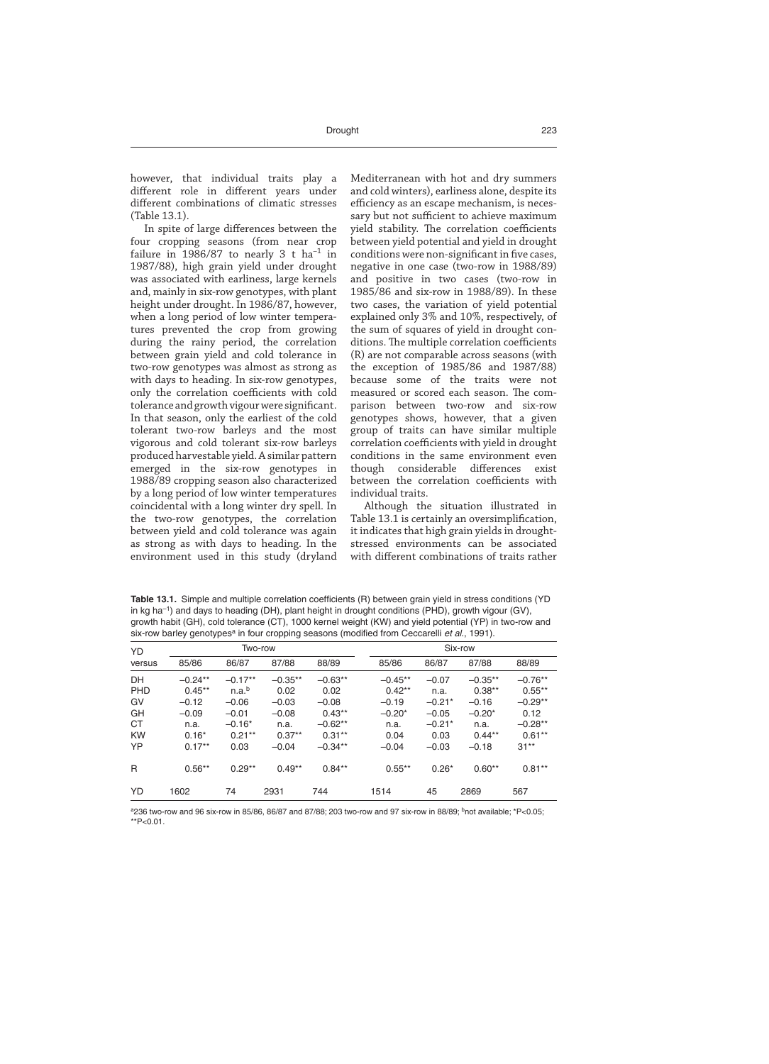however, that individual traits play a different role in different years under different combinations of climatic stresses (Table 13.1).

In spite of large differences between the four cropping seasons (from near crop failure in 1986/87 to nearly 3 t ha$^{-1}$ in 1987/88), high grain yield under drought was associated with earliness, large kernels and, mainly in six-row genotypes, with plant height under drought. In 1986/87, however, when a long period of low winter temperatures prevented the crop from growing during the rainy period, the correlation between grain yield and cold tolerance in two-row genotypes was almost as strong as with days to heading. In six-row genotypes, only the correlation coefficients with cold tolerance and growth vigour were significant. In that season, only the earliest of the cold tolerant two-row barleys and the most vigorous and cold tolerant six-row barleys produced harvestable yield. A similar pattern emerged in the six-row genotypes in 1988/89 cropping season also characterized by a long period of low winter temperatures coincidental with a long winter dry spell. In the two-row genotypes, the correlation between yield and cold tolerance was again as strong as with days to heading. In the environment used in this study (dryland Mediterranean with hot and dry summers and cold winters), earliness alone, despite its efficiency as an escape mechanism, is necessary but not sufficient to achieve maximum yield stability. The correlation coefficients between yield potential and yield in drought conditions were non-significant in five cases, negative in one case (two-row in 1988/89) and positive in two cases (two-row in 1985/86 and six-row in 1988/89). In these two cases, the variation of yield potential explained only 3% and 10%, respectively, of the sum of squares of yield in drought conditions. The multiple correlation coefficients (R) are not comparable across seasons (with the exception of 1985/86 and 1987/88) because some of the traits were not measured or scored each season. The comparison between two-row and six-row genotypes shows, however, that a given group of traits can have similar multiple correlation coefficients with yield in drought conditions in the same environment even though considerable differences exist between the correlation coefficients with individual traits.

Although the situation illustrated in Table 13.1 is certainly an oversimplification, it indicates that high grain yields in drought-stressed environments can be associated with different combinations of traits rather

**Table 13.1.** Simple and multiple correlation coefficients (R) between grain yield in stress conditions (YD in kg ha$^{-1}$) and days to heading (DH), plant height in drought conditions (PHD), growth vigour (GV), growth habit (GH), cold tolerance (CT), 1000 kernel weight (KW) and yield potential (YP) in two-row and six-row barley genotypes[a] in four cropping seasons (modified from Ceccarelli *et al.*, 1991).

| YD versus | Two-row | | | | Six-row | | | |
|---|---|---|---|---|---|---|---|---|
| | 85/86 | 86/87 | 87/88 | 88/89 | 85/86 | 86/87 | 87/88 | 88/89 |
| DH | −0.24** | −0.17** | −0.35** | −0.63** | −0.45** | −0.07 | −0.35** | −0.76** |
| PHD | 0.45** | n.a.[b] | 0.02 | 0.02 | 0.42** | n.a. | 0.38** | 0.55** |
| GV | −0.12 | −0.06 | −0.03 | −0.08 | −0.19 | −0.21* | −0.16 | −0.29** |
| GH | −0.09 | −0.01 | −0.08 | 0.43** | −0.20* | −0.05 | −0.20* | 0.12 |
| CT | n.a. | −0.16* | n.a. | −0.62** | n.a. | −0.21* | n.a. | −0.28** |
| KW | 0.16* | 0.21** | 0.37** | 0.31** | 0.04 | 0.03 | 0.44** | 0.61** |
| YP | 0.17** | 0.03 | −0.04 | −0.34** | −0.04 | −0.03 | −0.18 | 31** |
| R | 0.56** | 0.29** | 0.49** | 0.84** | 0.55** | 0.26* | 0.60** | 0.81** |
| YD | 1602 | 74 | 2931 | 744 | 1514 | 45 | 2869 | 567 |

[a]236 two-row and 96 six-row in 85/86, 86/87 and 87/88; 203 two-row and 97 six-row in 88/89; [b]not available; *P<0.05; **P<0.01.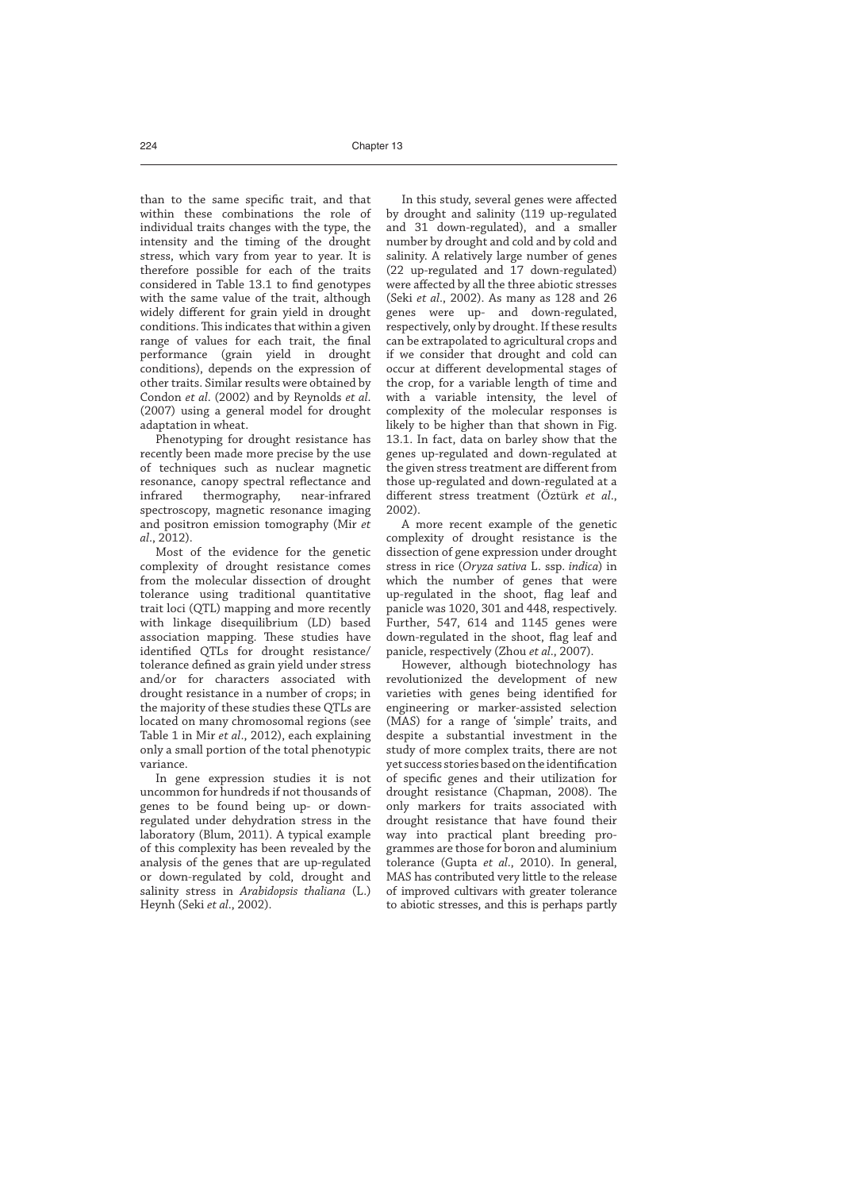than to the same specific trait, and that within these combinations the role of individual traits changes with the type, the intensity and the timing of the drought stress, which vary from year to year. It is therefore possible for each of the traits considered in Table 13.1 to find genotypes with the same value of the trait, although widely different for grain yield in drought conditions. This indicates that within a given range of values for each trait, the final performance (grain yield in drought conditions), depends on the expression of other traits. Similar results were obtained by Condon *et al*. (2002) and by Reynolds *et al*. (2007) using a general model for drought adaptation in wheat.

Phenotyping for drought resistance has recently been made more precise by the use of techniques such as nuclear magnetic resonance, canopy spectral reflectance and infrared thermography, near-infrared spectroscopy, magnetic resonance imaging and positron emission tomography (Mir *et al*., 2012).

Most of the evidence for the genetic complexity of drought resistance comes from the molecular dissection of drought tolerance using traditional quantitative trait loci (QTL) mapping and more recently with linkage disequilibrium (LD) based association mapping. These studies have identified QTLs for drought resistance/tolerance defined as grain yield under stress and/or for characters associated with drought resistance in a number of crops; in the majority of these studies these QTLs are located on many chromosomal regions (see Table 1 in Mir *et al*., 2012), each explaining only a small portion of the total phenotypic variance.

In gene expression studies it is not uncommon for hundreds if not thousands of genes to be found being up- or down-regulated under dehydration stress in the laboratory (Blum, 2011). A typical example of this complexity has been revealed by the analysis of the genes that are up-regulated or down-regulated by cold, drought and salinity stress in *Arabidopsis thaliana* (L.) Heynh (Seki *et al*., 2002).

In this study, several genes were affected by drought and salinity (119 up-regulated and 31 down-regulated), and a smaller number by drought and cold and by cold and salinity. A relatively large number of genes (22 up-regulated and 17 down-regulated) were affected by all the three abiotic stresses (Seki *et al*., 2002). As many as 128 and 26 genes were up- and down-regulated, respectively, only by drought. If these results can be extrapolated to agricultural crops and if we consider that drought and cold can occur at different developmental stages of the crop, for a variable length of time and with a variable intensity, the level of complexity of the molecular responses is likely to be higher than that shown in Fig. 13.1. In fact, data on barley show that the genes up-regulated and down-regulated at the given stress treatment are different from those up-regulated and down-regulated at a different stress treatment (Öztürk *et al*., 2002).

A more recent example of the genetic complexity of drought resistance is the dissection of gene expression under drought stress in rice (*Oryza sativa* L. ssp. *indica*) in which the number of genes that were up-regulated in the shoot, flag leaf and panicle was 1020, 301 and 448, respectively. Further, 547, 614 and 1145 genes were down-regulated in the shoot, flag leaf and panicle, respectively (Zhou *et al*., 2007).

However, although biotechnology has revolutionized the development of new varieties with genes being identified for engineering or marker-assisted selection (MAS) for a range of 'simple' traits, and despite a substantial investment in the study of more complex traits, there are not yet success stories based on the identification of specific genes and their utilization for drought resistance (Chapman, 2008). The only markers for traits associated with drought resistance that have found their way into practical plant breeding programmes are those for boron and aluminium tolerance (Gupta *et al*., 2010). In general, MAS has contributed very little to the release of improved cultivars with greater tolerance to abiotic stresses, and this is perhaps partly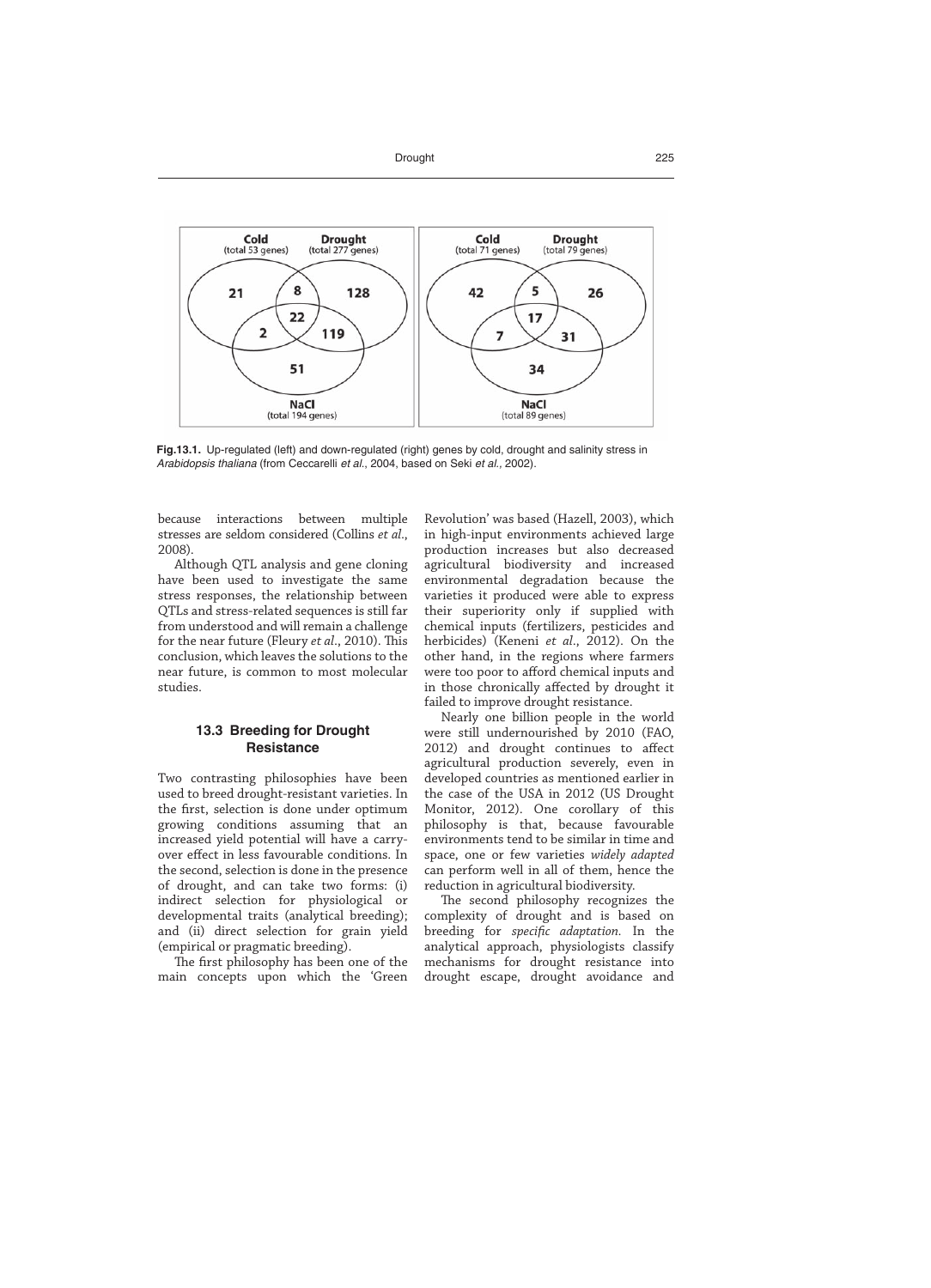Fig.13.1. Up-regulated (left) and down-regulated (right) genes by cold, drought and salinity stress in *Arabidopsis thaliana* (from Ceccarelli *et al*., 2004, based on Seki *et al*., 2002).

because interactions between multiple stresses are seldom considered (Collins *et al*., 2008).

Although QTL analysis and gene cloning have been used to investigate the same stress responses, the relationship between QTLs and stress-related sequences is still far from understood and will remain a challenge for the near future (Fleury *et al*., 2010). This conclusion, which leaves the solutions to the near future, is common to most molecular studies.

## 13.3 Breeding for Drought Resistance

Two contrasting philosophies have been used to breed drought-resistant varieties. In the first, selection is done under optimum growing conditions assuming that an increased yield potential will have a carry-over effect in less favourable conditions. In the second, selection is done in the presence of drought, and can take two forms: (i) indirect selection for physiological or developmental traits (analytical breeding); and (ii) direct selection for grain yield (empirical or pragmatic breeding).

The first philosophy has been one of the main concepts upon which the 'Green Revolution' was based (Hazell, 2003), which in high-input environments achieved large production increases but also decreased agricultural biodiversity and increased environmental degradation because the varieties it produced were able to express their superiority only if supplied with chemical inputs (fertilizers, pesticides and herbicides) (Keneni *et al*., 2012). On the other hand, in the regions where farmers were too poor to afford chemical inputs and in those chronically affected by drought it failed to improve drought resistance.

Nearly one billion people in the world were still undernourished by 2010 (FAO, 2012) and drought continues to affect agricultural production severely, even in developed countries as mentioned earlier in the case of the USA in 2012 (US Drought Monitor, 2012). One corollary of this philosophy is that, because favourable environments tend to be similar in time and space, one or few varieties *widely adapted* can perform well in all of them, hence the reduction in agricultural biodiversity.

The second philosophy recognizes the complexity of drought and is based on breeding for *specific adaptation*. In the analytical approach, physiologists classify mechanisms for drought resistance into drought escape, drought avoidance and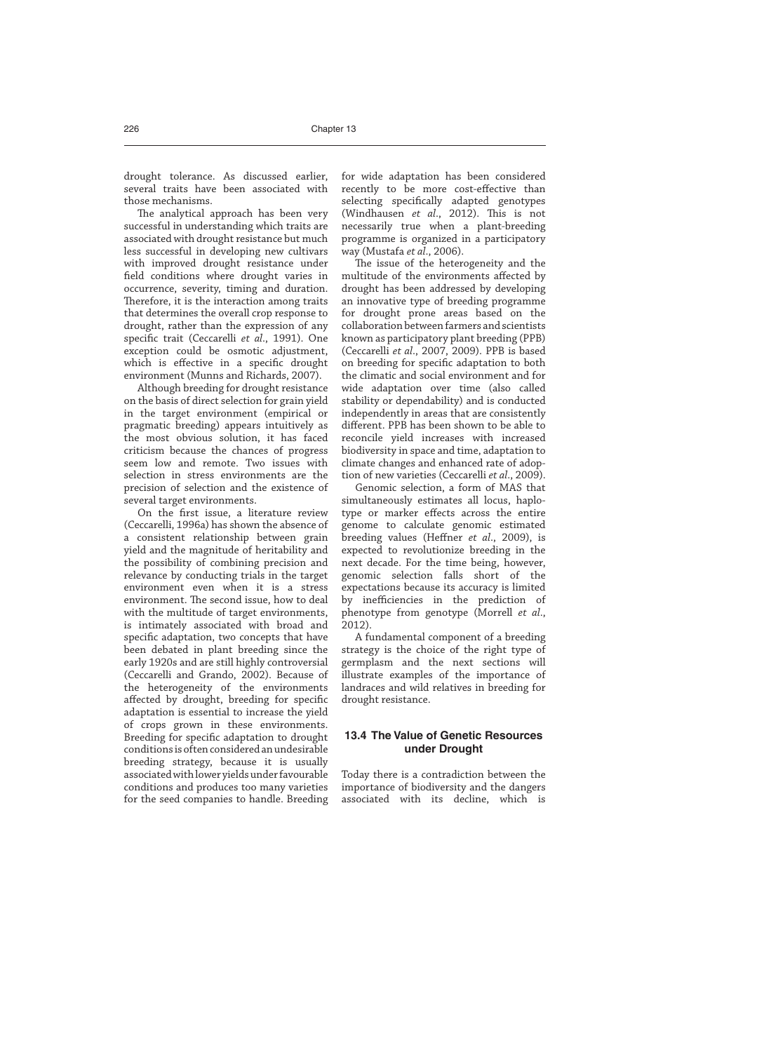drought tolerance. As discussed earlier, several traits have been associated with those mechanisms.

The analytical approach has been very successful in understanding which traits are associated with drought resistance but much less successful in developing new cultivars with improved drought resistance under field conditions where drought varies in occurrence, severity, timing and duration. Therefore, it is the interaction among traits that determines the overall crop response to drought, rather than the expression of any specific trait (Ceccarelli *et al*., 1991). One exception could be osmotic adjustment, which is effective in a specific drought environment (Munns and Richards, 2007).

Although breeding for drought resistance on the basis of direct selection for grain yield in the target environment (empirical or pragmatic breeding) appears intuitively as the most obvious solution, it has faced criticism because the chances of progress seem low and remote. Two issues with selection in stress environments are the precision of selection and the existence of several target environments.

On the first issue, a literature review (Ceccarelli, 1996a) has shown the absence of a consistent relationship between grain yield and the magnitude of heritability and the possibility of combining precision and relevance by conducting trials in the target environment even when it is a stress environment. The second issue, how to deal with the multitude of target environments, is intimately associated with broad and specific adaptation, two concepts that have been debated in plant breeding since the early 1920s and are still highly controversial (Ceccarelli and Grando, 2002). Because of the heterogeneity of the environments affected by drought, breeding for specific adaptation is essential to increase the yield of crops grown in these environments. Breeding for specific adaptation to drought conditions is often considered an undesirable breeding strategy, because it is usually associated with lower yields under favourable conditions and produces too many varieties for the seed companies to handle. Breeding for wide adaptation has been considered recently to be more cost-effective than selecting specifically adapted genotypes (Windhausen *et al*., 2012). This is not necessarily true when a plant-breeding programme is organized in a participatory way (Mustafa *et al*., 2006).

The issue of the heterogeneity and the multitude of the environments affected by drought has been addressed by developing an innovative type of breeding programme for drought prone areas based on the collaboration between farmers and scientists known as participatory plant breeding (PPB) (Ceccarelli *et al*., 2007, 2009). PPB is based on breeding for specific adaptation to both the climatic and social environment and for wide adaptation over time (also called stability or dependability) and is conducted independently in areas that are consistently different. PPB has been shown to be able to reconcile yield increases with increased biodiversity in space and time, adaptation to climate changes and enhanced rate of adoption of new varieties (Ceccarelli *et al*., 2009).

Genomic selection, a form of MAS that simultaneously estimates all locus, haplotype or marker effects across the entire genome to calculate genomic estimated breeding values (Heffner *et al*., 2009), is expected to revolutionize breeding in the next decade. For the time being, however, genomic selection falls short of the expectations because its accuracy is limited by inefficiencies in the prediction of phenotype from genotype (Morrell *et al*., 2012).

A fundamental component of a breeding strategy is the choice of the right type of germplasm and the next sections will illustrate examples of the importance of landraces and wild relatives in breeding for drought resistance.

## 13.4 The Value of Genetic Resources under Drought

Today there is a contradiction between the importance of biodiversity and the dangers associated with its decline, which is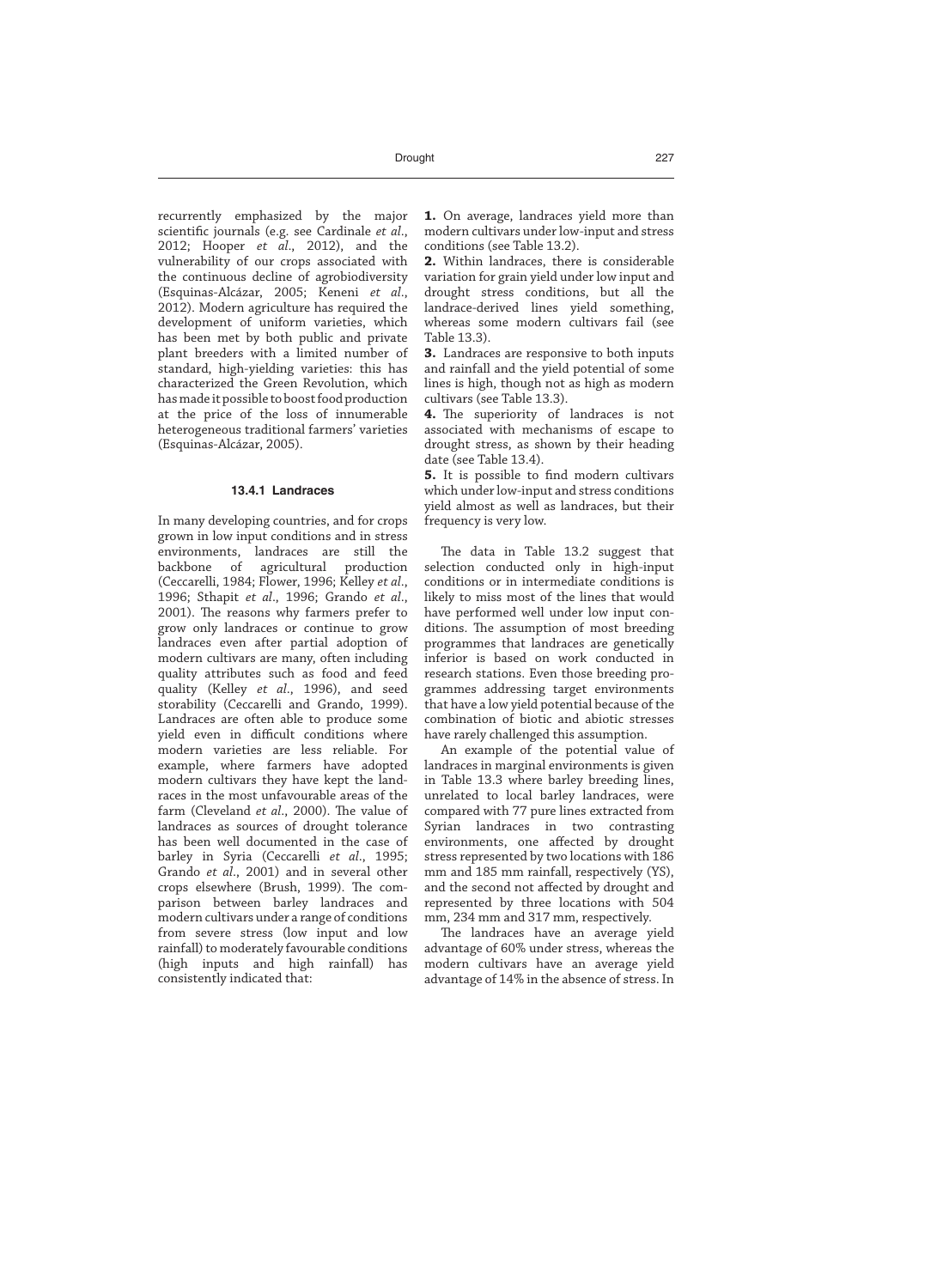recurrently emphasized by the major scientific journals (e.g. see Cardinale *et al*., 2012; Hooper *et al*., 2012), and the vulnerability of our crops associated with the continuous decline of agrobiodiversity (Esquinas-Alcázar, 2005; Keneni *et al*., 2012). Modern agriculture has required the development of uniform varieties, which has been met by both public and private plant breeders with a limited number of standard, high-yielding varieties: this has characterized the Green Revolution, which has made it possible to boost food production at the price of the loss of innumerable heterogeneous traditional farmers' varieties (Esquinas-Alcázar, 2005).

### 13.4.1 Landraces

In many developing countries, and for crops grown in low input conditions and in stress environments, landraces are still the backbone of agricultural production (Ceccarelli, 1984; Flower, 1996; Kelley *et al*., 1996; Sthapit *et al*., 1996; Grando *et al*., 2001). The reasons why farmers prefer to grow only landraces or continue to grow landraces even after partial adoption of modern cultivars are many, often including quality attributes such as food and feed quality (Kelley *et al*., 1996), and seed storability (Ceccarelli and Grando, 1999). Landraces are often able to produce some yield even in difficult conditions where modern varieties are less reliable. For example, where farmers have adopted modern cultivars they have kept the landraces in the most unfavourable areas of the farm (Cleveland *et al*., 2000). The value of landraces as sources of drought tolerance has been well documented in the case of barley in Syria (Ceccarelli *et al*., 1995; Grando *et al*., 2001) and in several other crops elsewhere (Brush, 1999). The comparison between barley landraces and modern cultivars under a range of conditions from severe stress (low input and low rainfall) to moderately favourable conditions (high inputs and high rainfall) has consistently indicated that:

**1.** On average, landraces yield more than modern cultivars under low-input and stress conditions (see Table 13.2).

**2.** Within landraces, there is considerable variation for grain yield under low input and drought stress conditions, but all the landrace-derived lines yield something, whereas some modern cultivars fail (see Table 13.3).

**3.** Landraces are responsive to both inputs and rainfall and the yield potential of some lines is high, though not as high as modern cultivars (see Table 13.3).

**4.** The superiority of landraces is not associated with mechanisms of escape to drought stress, as shown by their heading date (see Table 13.4).

**5.** It is possible to find modern cultivars which under low-input and stress conditions yield almost as well as landraces, but their frequency is very low.

The data in Table 13.2 suggest that selection conducted only in high-input conditions or in intermediate conditions is likely to miss most of the lines that would have performed well under low input conditions. The assumption of most breeding programmes that landraces are genetically inferior is based on work conducted in research stations. Even those breeding programmes addressing target environments that have a low yield potential because of the combination of biotic and abiotic stresses have rarely challenged this assumption.

An example of the potential value of landraces in marginal environments is given in Table 13.3 where barley breeding lines, unrelated to local barley landraces, were compared with 77 pure lines extracted from Syrian landraces in two contrasting environments, one affected by drought stress represented by two locations with 186 mm and 185 mm rainfall, respectively (YS), and the second not affected by drought and represented by three locations with 504 mm, 234 mm and 317 mm, respectively.

The landraces have an average yield advantage of 60% under stress, whereas the modern cultivars have an average yield advantage of 14% in the absence of stress. In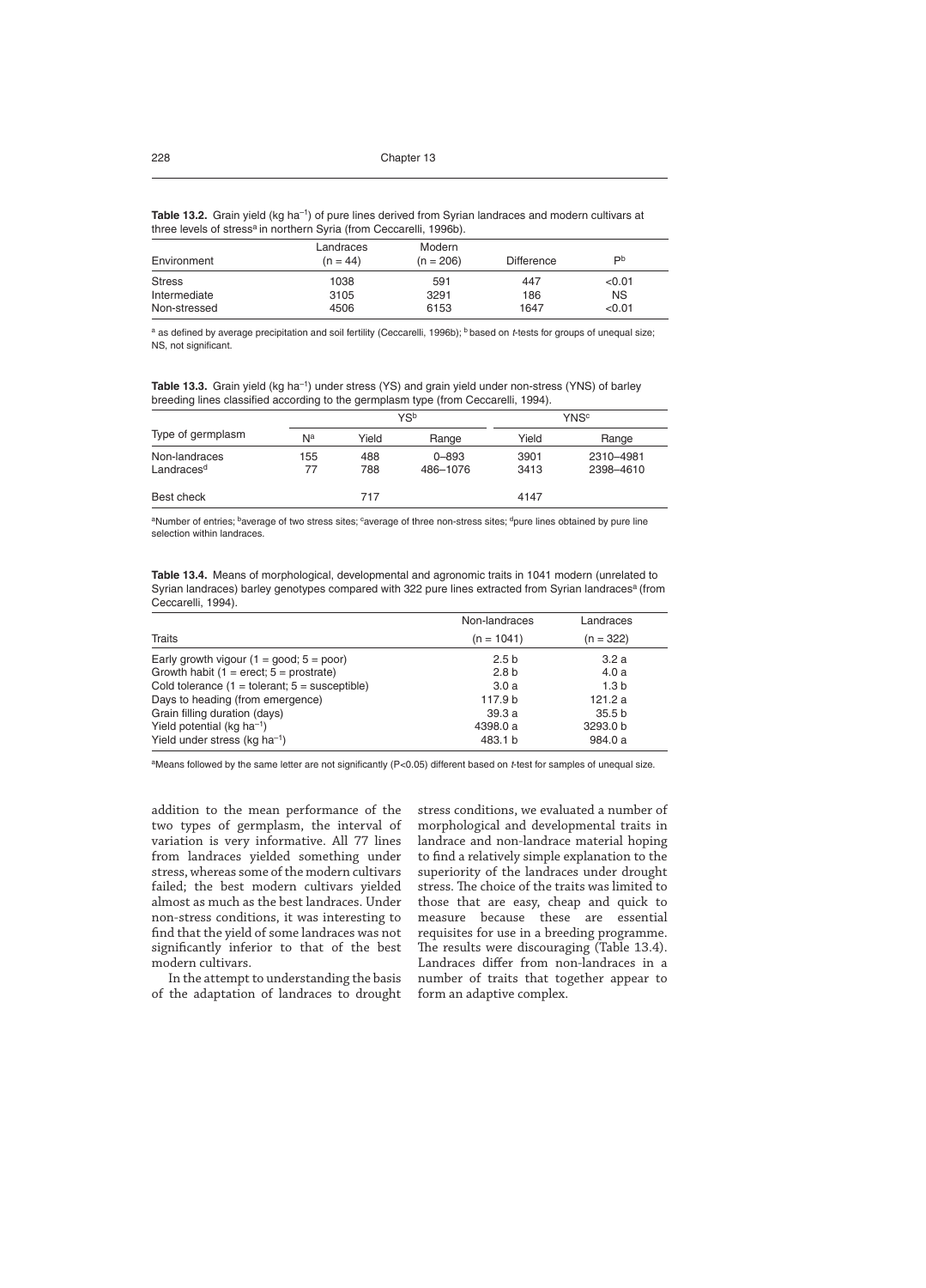**Table 13.2.** Grain yield (kg ha[−1]) of pure lines derived from Syrian landraces and modern cultivars at three levels of stress[a] in northern Syria (from Ceccarelli, 1996b).

| Environment | Landraces (n = 44) | Modern (n = 206) | Difference | P[b] |
|---|---|---|---|---|
| Stress | 1038 | 591 | 447 | <0.01 |
| Intermediate | 3105 | 3291 | 186 | NS |
| Non-stressed | 4506 | 6153 | 1647 | <0.01 |

[a] as defined by average precipitation and soil fertility (Ceccarelli, 1996b); [b] based on *t*-tests for groups of unequal size; NS, not significant.

**Table 13.3.** Grain yield (kg ha[−1]) under stress (YS) and grain yield under non-stress (YNS) of barley breeding lines classified according to the germplasm type (from Ceccarelli, 1994).

| Type of germplasm | YS[b] | | | YNS[c] | |
|---|---|---|---|---|---|
| | N[a] | Yield | Range | Yield | Range |
| Non-landraces | 155 | 488 | 0–893 | 3901 | 2310–4981 |
| Landraces[d] | 77 | 788 | 486–1076 | 3413 | 2398–4610 |
| Best check | | 717 | | 4147 | |

[a]Number of entries; [b]average of two stress sites; [c]average of three non-stress sites; [d]pure lines obtained by pure line selection within landraces.

**Table 13.4.** Means of morphological, developmental and agronomic traits in 1041 modern (unrelated to Syrian landraces) barley genotypes compared with 322 pure lines extracted from Syrian landraces[a] (from Ceccarelli, 1994).

| Traits | Non-landraces (n = 1041) | Landraces (n = 322) |
|---|---|---|
| Early growth vigour (1 = good; 5 = poor) | 2.5 b | 3.2 a |
| Growth habit (1 = erect; 5 = prostrate) | 2.8 b | 4.0 a |
| Cold tolerance (1 = tolerant; 5 = susceptible) | 3.0 a | 1.3 b |
| Days to heading (from emergence) | 117.9 b | 121.2 a |
| Grain filling duration (days) | 39.3 a | 35.5 b |
| Yield potential (kg ha[−1]) | 4398.0 a | 3293.0 b |
| Yield under stress (kg ha[−1]) | 483.1 b | 984.0 a |

[a]Means followed by the same letter are not significantly (P<0.05) different based on *t*-test for samples of unequal size.

addition to the mean performance of the two types of germplasm, the interval of variation is very informative. All 77 lines from landraces yielded something under stress, whereas some of the modern cultivars failed; the best modern cultivars yielded almost as much as the best landraces. Under non-stress conditions, it was interesting to find that the yield of some landraces was not significantly inferior to that of the best modern cultivars.

In the attempt to understanding the basis of the adaptation of landraces to drought stress conditions, we evaluated a number of morphological and developmental traits in landrace and non-landrace material hoping to find a relatively simple explanation to the superiority of the landraces under drought stress. The choice of the traits was limited to those that are easy, cheap and quick to measure because these are essential requisites for use in a breeding programme. The results were discouraging (Table 13.4). Landraces differ from non-landraces in a number of traits that together appear to form an adaptive complex.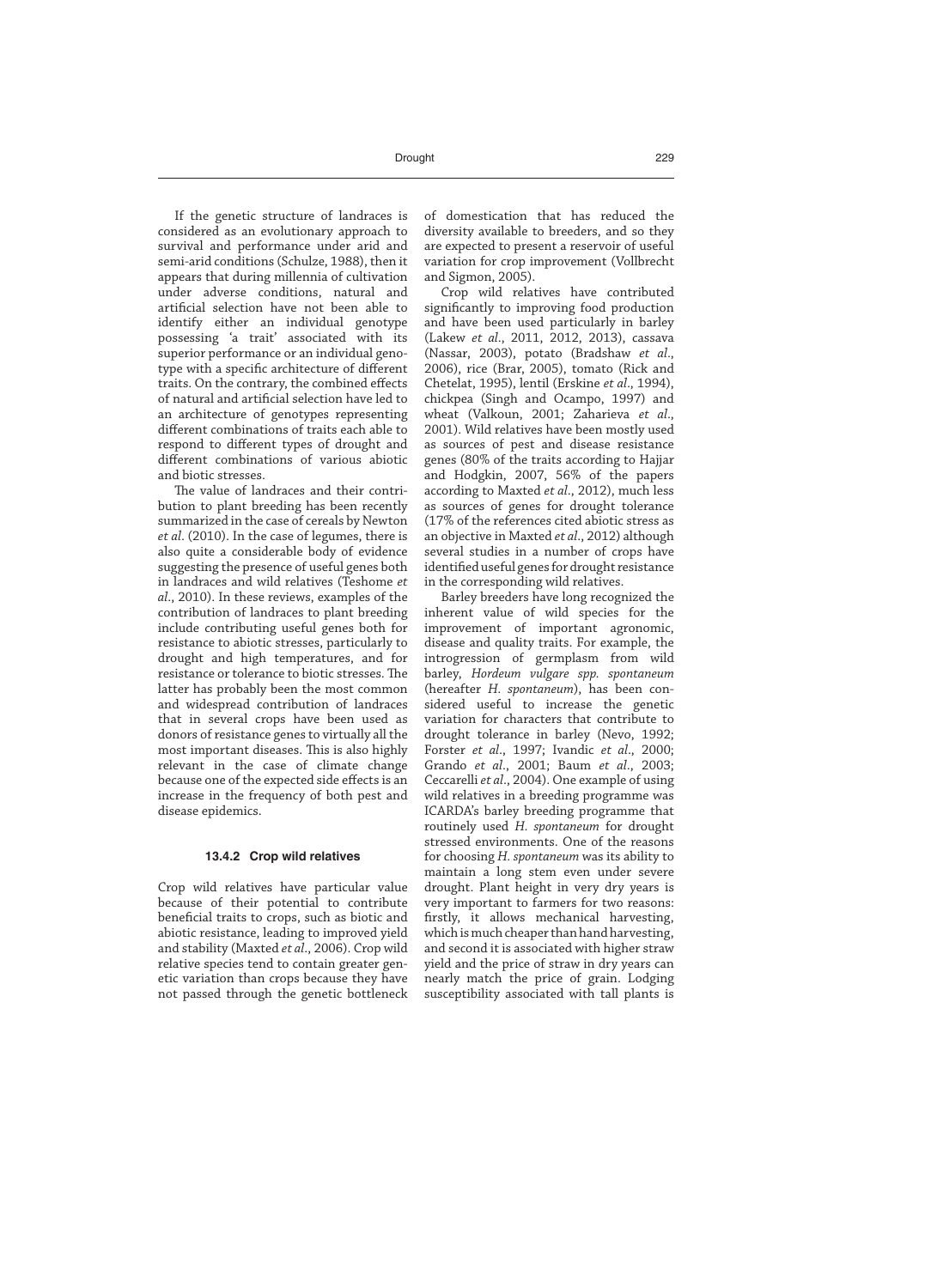If the genetic structure of landraces is considered as an evolutionary approach to survival and performance under arid and semi-arid conditions (Schulze, 1988), then it appears that during millennia of cultivation under adverse conditions, natural and artificial selection have not been able to identify either an individual genotype possessing 'a trait' associated with its superior performance or an individual genotype with a specific architecture of different traits. On the contrary, the combined effects of natural and artificial selection have led to an architecture of genotypes representing different combinations of traits each able to respond to different types of drought and different combinations of various abiotic and biotic stresses.

The value of landraces and their contribution to plant breeding has been recently summarized in the case of cereals by Newton *et al*. (2010). In the case of legumes, there is also quite a considerable body of evidence suggesting the presence of useful genes both in landraces and wild relatives (Teshome *et al*., 2010). In these reviews, examples of the contribution of landraces to plant breeding include contributing useful genes both for resistance to abiotic stresses, particularly to drought and high temperatures, and for resistance or tolerance to biotic stresses. The latter has probably been the most common and widespread contribution of landraces that in several crops have been used as donors of resistance genes to virtually all the most important diseases. This is also highly relevant in the case of climate change because one of the expected side effects is an increase in the frequency of both pest and disease epidemics.

### 13.4.2 Crop wild relatives

Crop wild relatives have particular value because of their potential to contribute beneficial traits to crops, such as biotic and abiotic resistance, leading to improved yield and stability (Maxted *et al*., 2006). Crop wild relative species tend to contain greater genetic variation than crops because they have not passed through the genetic bottleneck of domestication that has reduced the diversity available to breeders, and so they are expected to present a reservoir of useful variation for crop improvement (Vollbrecht and Sigmon, 2005).

Crop wild relatives have contributed significantly to improving food production and have been used particularly in barley (Lakew *et al*., 2011, 2012, 2013), cassava (Nassar, 2003), potato (Bradshaw *et al*., 2006), rice (Brar, 2005), tomato (Rick and Chetelat, 1995), lentil (Erskine *et al*., 1994), chickpea (Singh and Ocampo, 1997) and wheat (Valkoun, 2001; Zaharieva *et al*., 2001). Wild relatives have been mostly used as sources of pest and disease resistance genes (80% of the traits according to Hajjar and Hodgkin, 2007, 56% of the papers according to Maxted *et al*., 2012), much less as sources of genes for drought tolerance (17% of the references cited abiotic stress as an objective in Maxted *et al*., 2012) although several studies in a number of crops have identified useful genes for drought resistance in the corresponding wild relatives.

Barley breeders have long recognized the inherent value of wild species for the improvement of important agronomic, disease and quality traits. For example, the introgression of germplasm from wild barley, *Hordeum vulgare spp. spontaneum* (hereafter *H. spontaneum*), has been considered useful to increase the genetic variation for characters that contribute to drought tolerance in barley (Nevo, 1992; Forster *et al*., 1997; Ivandic *et al*., 2000; Grando *et al*., 2001; Baum *et al*., 2003; Ceccarelli *et al*., 2004). One example of using wild relatives in a breeding programme was ICARDA's barley breeding programme that routinely used *H. spontaneum* for drought stressed environments. One of the reasons for choosing *H. spontaneum* was its ability to maintain a long stem even under severe drought. Plant height in very dry years is very important to farmers for two reasons: firstly, it allows mechanical harvesting, which is much cheaper than hand harvesting, and second it is associated with higher straw yield and the price of straw in dry years can nearly match the price of grain. Lodging susceptibility associated with tall plants is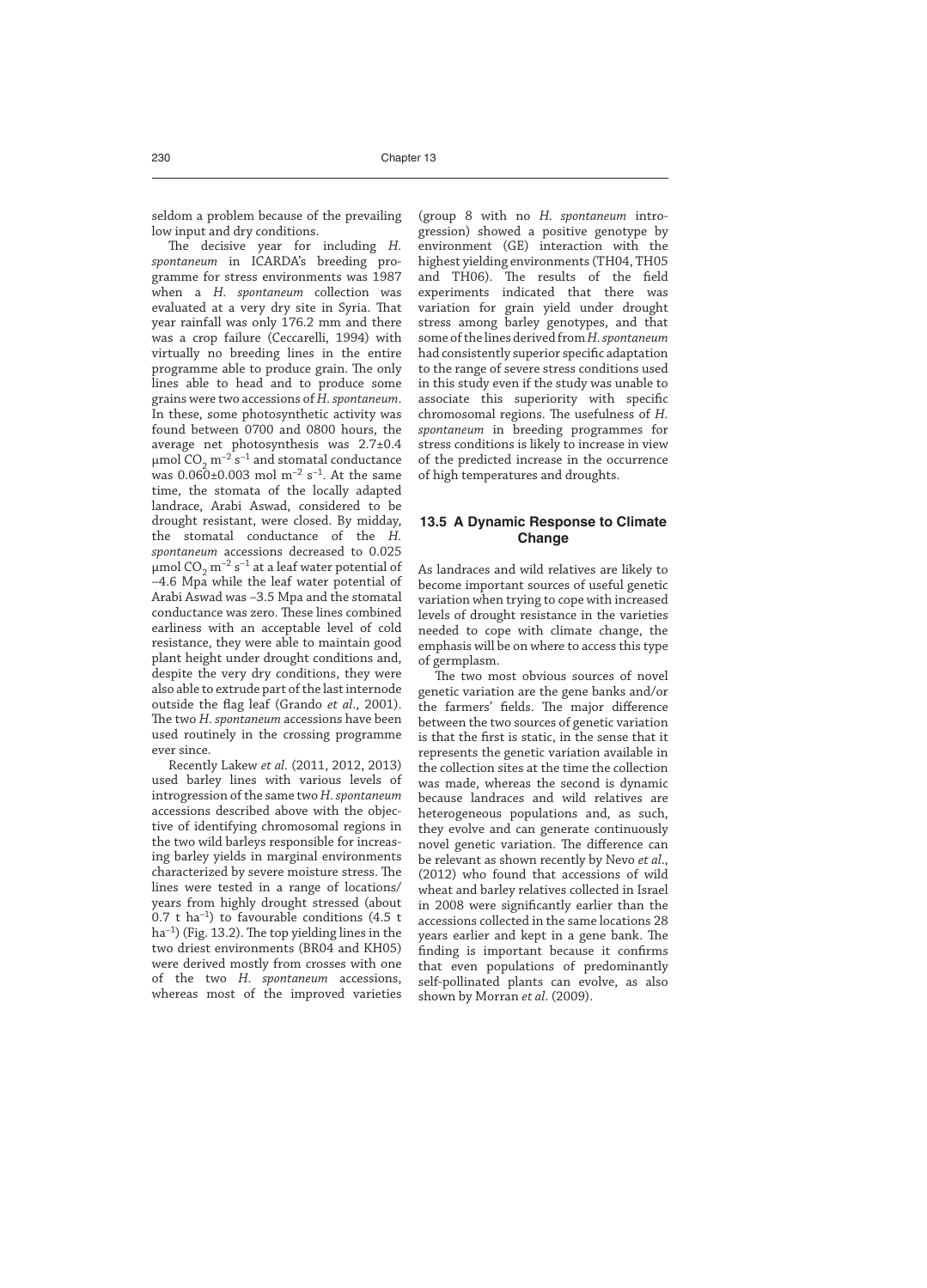seldom a problem because of the prevailing low input and dry conditions.

The decisive year for including *H. spontaneum* in ICARDA's breeding programme for stress environments was 1987 when a *H. spontaneum* collection was evaluated at a very dry site in Syria. That year rainfall was only 176.2 mm and there was a crop failure (Ceccarelli, 1994) with virtually no breeding lines in the entire programme able to produce grain. The only lines able to head and to produce some grains were two accessions of *H. spontaneum*. In these, some photosynthetic activity was found between 0700 and 0800 hours, the average net photosynthesis was 2.7±0.4 μmol $CO_2$ $m^{-2}$ $s^{-1}$ and stomatal conductance was 0.060±0.003 mol $m^{-2}$ $s^{-1}$. At the same time, the stomata of the locally adapted landrace, Arabi Aswad, considered to be drought resistant, were closed. By midday, the stomatal conductance of the *H. spontaneum* accessions decreased to 0.025 μmol $CO_2$ $m^{-2}$ $s^{-1}$ at a leaf water potential of –4.6 Mpa while the leaf water potential of Arabi Aswad was –3.5 Mpa and the stomatal conductance was zero. These lines combined earliness with an acceptable level of cold resistance, they were able to maintain good plant height under drought conditions and, despite the very dry conditions, they were also able to extrude part of the last internode outside the flag leaf (Grando *et al*., 2001). The two *H. spontaneum* accessions have been used routinely in the crossing programme ever since.

Recently Lakew *et al*. (2011, 2012, 2013) used barley lines with various levels of introgression of the same two *H. spontaneum* accessions described above with the objective of identifying chromosomal regions in the two wild barleys responsible for increasing barley yields in marginal environments characterized by severe moisture stress. The lines were tested in a range of locations/years from highly drought stressed (about 0.7 t $ha^{-1}$) to favourable conditions (4.5 t $ha^{-1}$) (Fig. 13.2). The top yielding lines in the two driest environments (BR04 and KH05) were derived mostly from crosses with one of the two *H. spontaneum* accessions, whereas most of the improved varieties (group 8 with no *H. spontaneum* introgression) showed a positive genotype by environment (GE) interaction with the highest yielding environments (TH04, TH05 and TH06). The results of the field experiments indicated that there was variation for grain yield under drought stress among barley genotypes, and that some of the lines derived from *H. spontaneum* had consistently superior specific adaptation to the range of severe stress conditions used in this study even if the study was unable to associate this superiority with specific chromosomal regions. The usefulness of *H. spontaneum* in breeding programmes for stress conditions is likely to increase in view of the predicted increase in the occurrence of high temperatures and droughts.

## 13.5 A Dynamic Response to Climate Change

As landraces and wild relatives are likely to become important sources of useful genetic variation when trying to cope with increased levels of drought resistance in the varieties needed to cope with climate change, the emphasis will be on where to access this type of germplasm.

The two most obvious sources of novel genetic variation are the gene banks and/or the farmers' fields. The major difference between the two sources of genetic variation is that the first is static, in the sense that it represents the genetic variation available in the collection sites at the time the collection was made, whereas the second is dynamic because landraces and wild relatives are heterogeneous populations and, as such, they evolve and can generate continuously novel genetic variation. The difference can be relevant as shown recently by Nevo *et al*., (2012) who found that accessions of wild wheat and barley relatives collected in Israel in 2008 were significantly earlier than the accessions collected in the same locations 28 years earlier and kept in a gene bank. The finding is important because it confirms that even populations of predominantly self-pollinated plants can evolve, as also shown by Morran *et al*. (2009).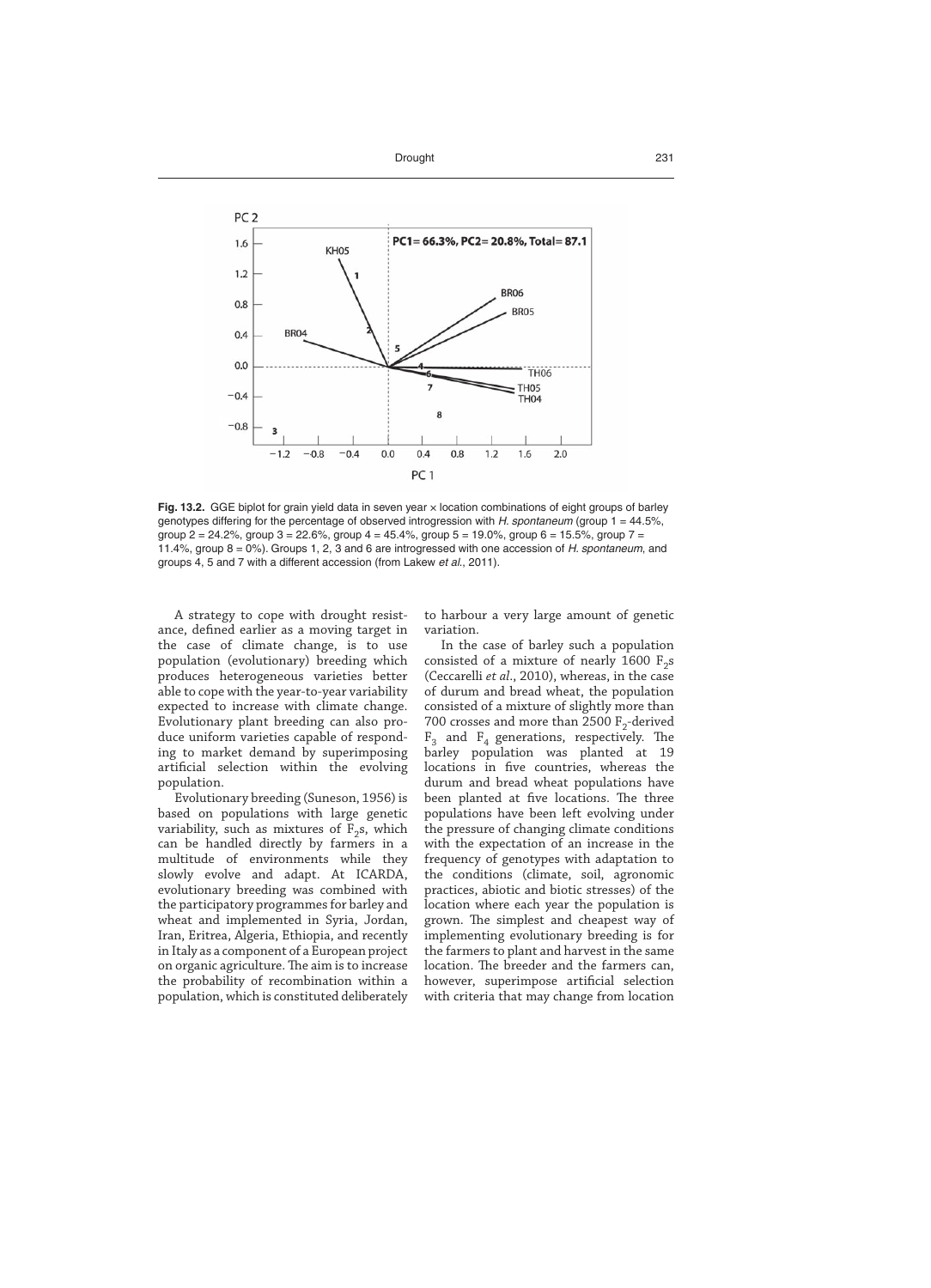Fig. 13.2. GGE biplot for grain yield data in seven year × location combinations of eight groups of barley genotypes differing for the percentage of observed introgression with *H. spontaneum* (group 1 = 44.5%, group 2 = 24.2%, group 3 = 22.6%, group 4 = 45.4%, group 5 = 19.0%, group 6 = 15.5%, group 7 = 11.4%, group 8 = 0%). Groups 1, 2, 3 and 6 are introgressed with one accession of *H. spontaneum*, and groups 4, 5 and 7 with a different accession (from Lakew *et al*., 2011).

A strategy to cope with drought resistance, defined earlier as a moving target in the case of climate change, is to use population (evolutionary) breeding which produces heterogeneous varieties better able to cope with the year-to-year variability expected to increase with climate change. Evolutionary plant breeding can also produce uniform varieties capable of responding to market demand by superimposing artificial selection within the evolving population.

Evolutionary breeding (Suneson, 1956) is based on populations with large genetic variability, such as mixtures of $F_2$s, which can be handled directly by farmers in a multitude of environments while they slowly evolve and adapt. At ICARDA, evolutionary breeding was combined with the participatory programmes for barley and wheat and implemented in Syria, Jordan, Iran, Eritrea, Algeria, Ethiopia, and recently in Italy as a component of a European project on organic agriculture. The aim is to increase the probability of recombination within a population, which is constituted deliberately to harbour a very large amount of genetic variation.

In the case of barley such a population consisted of a mixture of nearly 1600 $F_2$s (Ceccarelli *et al*., 2010), whereas, in the case of durum and bread wheat, the population consisted of a mixture of slightly more than 700 crosses and more than 2500 $F_2$-derived $F_3$ and $F_4$ generations, respectively. The barley population was planted at 19 locations in five countries, whereas the durum and bread wheat populations have been planted at five locations. The three populations have been left evolving under the pressure of changing climate conditions with the expectation of an increase in the frequency of genotypes with adaptation to the conditions (climate, soil, agronomic practices, abiotic and biotic stresses) of the location where each year the population is grown. The simplest and cheapest way of implementing evolutionary breeding is for the farmers to plant and harvest in the same location. The breeder and the farmers can, however, superimpose artificial selection with criteria that may change from location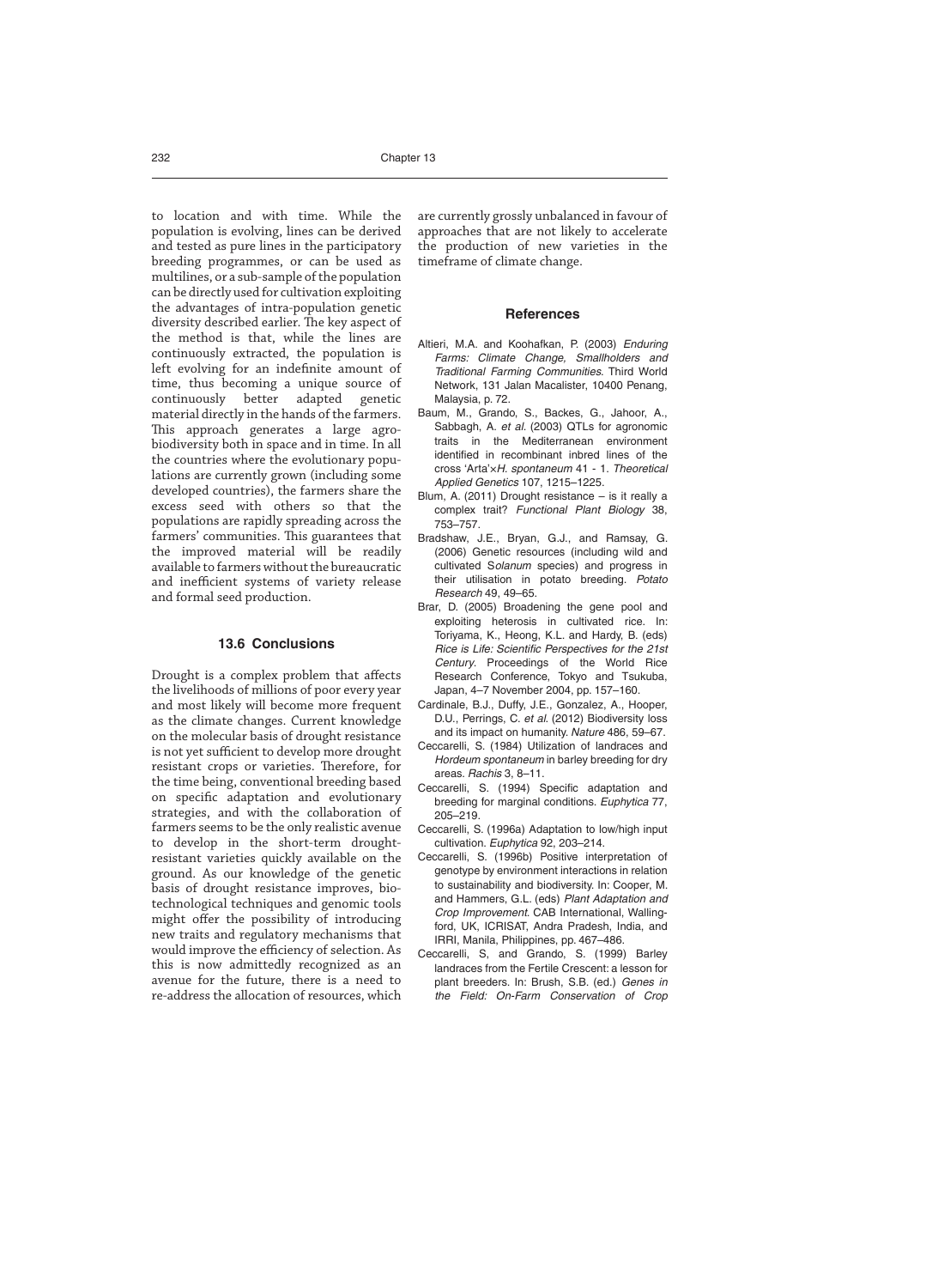to location and with time. While the population is evolving, lines can be derived and tested as pure lines in the participatory breeding programmes, or can be used as multilines, or a sub-sample of the population can be directly used for cultivation exploiting the advantages of intra-population genetic diversity described earlier. The key aspect of the method is that, while the lines are continuously extracted, the population is left evolving for an indefinite amount of time, thus becoming a unique source of continuously better adapted genetic material directly in the hands of the farmers. This approach generates a large agro-biodiversity both in space and in time. In all the countries where the evolutionary populations are currently grown (including some developed countries), the farmers share the excess seed with others so that the populations are rapidly spreading across the farmers' communities. This guarantees that the improved material will be readily available to farmers without the bureaucratic and inefficient systems of variety release and formal seed production.

## 13.6 Conclusions

Drought is a complex problem that affects the livelihoods of millions of poor every year and most likely will become more frequent as the climate changes. Current knowledge on the molecular basis of drought resistance is not yet sufficient to develop more drought resistant crops or varieties. Therefore, for the time being, conventional breeding based on specific adaptation and evolutionary strategies, and with the collaboration of farmers seems to be the only realistic avenue to develop in the short-term drought-resistant varieties quickly available on the ground. As our knowledge of the genetic basis of drought resistance improves, biotechnological techniques and genomic tools might offer the possibility of introducing new traits and regulatory mechanisms that would improve the efficiency of selection. As this is now admittedly recognized as an avenue for the future, there is a need to re-address the allocation of resources, which are currently grossly unbalanced in favour of approaches that are not likely to accelerate the production of new varieties in the timeframe of climate change.

## References

Altieri, M.A. and Koohafkan, P. (2003) *Enduring Farms: Climate Change, Smallholders and Traditional Farming Communities.* Third World Network, 131 Jalan Macalister, 10400 Penang, Malaysia, p. 72.

Baum, M., Grando, S., Backes, G., Jahoor, A., Sabbagh, A. *et al.* (2003) QTLs for agronomic traits in the Mediterranean environment identified in recombinant inbred lines of the cross 'Arta'×*H. spontaneum* 41 - 1. *Theoretical Applied Genetics* 107, 1215–1225.

Blum, A. (2011) Drought resistance – is it really a complex trait? *Functional Plant Biology* 38, 753–757.

Bradshaw, J.E., Bryan, G.J., and Ramsay, G. (2006) Genetic resources (including wild and cultivated S*olanum* species) and progress in their utilisation in potato breeding. *Potato Research* 49, 49–65.

Brar, D. (2005) Broadening the gene pool and exploiting heterosis in cultivated rice. In: Toriyama, K., Heong, K.L. and Hardy, B. (eds) *Rice is Life: Scientific Perspectives for the 21st Century.* Proceedings of the World Rice Research Conference, Tokyo and Tsukuba, Japan, 4–7 November 2004, pp. 157–160.

Cardinale, B.J., Duffy, J.E., Gonzalez, A., Hooper, D.U., Perrings, C. *et al.* (2012) Biodiversity loss and its impact on humanity. *Nature* 486, 59–67.

Ceccarelli, S. (1984) Utilization of landraces and *Hordeum spontaneum* in barley breeding for dry areas. *Rachis* 3, 8–11.

Ceccarelli, S. (1994) Specific adaptation and breeding for marginal conditions. *Euphytica* 77, 205–219.

Ceccarelli, S. (1996a) Adaptation to low/high input cultivation. *Euphytica* 92, 203–214.

Ceccarelli, S. (1996b) Positive interpretation of genotype by environment interactions in relation to sustainability and biodiversity. In: Cooper, M. and Hammers, G.L. (eds) *Plant Adaptation and Crop Improvement.* CAB International, Wallingford, UK, ICRISAT, Andra Pradesh, India, and IRRI, Manila, Philippines, pp. 467–486.

Ceccarelli, S, and Grando, S. (1999) Barley landraces from the Fertile Crescent: a lesson for plant breeders. In: Brush, S.B. (ed.) *Genes in the Field: On-Farm Conservation of Crop*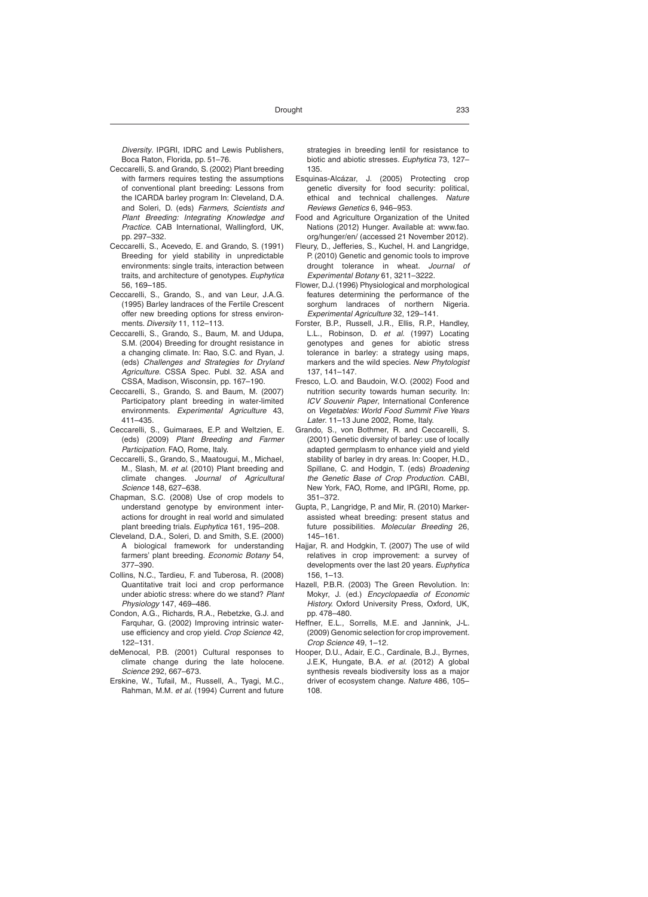*Diversity*. IPGRI, IDRC and Lewis Publishers, Boca Raton, Florida, pp. 51–76.

Ceccarelli, S. and Grando, S. (2002) Plant breeding with farmers requires testing the assumptions of conventional plant breeding: Lessons from the ICARDA barley program In: Cleveland, D.A. and Soleri, D. (eds) *Farmers, Scientists and Plant Breeding: Integrating Knowledge and Practice.* CAB International, Wallingford, UK, pp. 297–332.

Ceccarelli, S., Acevedo, E. and Grando, S. (1991) Breeding for yield stability in unpredictable environments: single traits, interaction between traits, and architecture of genotypes. *Euphytica* 56, 169–185.

Ceccarelli, S., Grando, S., and van Leur, J.A.G. (1995) Barley landraces of the Fertile Crescent offer new breeding options for stress environments. *Diversity* 11, 112–113.

Ceccarelli, S., Grando, S., Baum, M. and Udupa, S.M. (2004) Breeding for drought resistance in a changing climate. In: Rao, S.C. and Ryan, J. (eds) *Challenges and Strategies for Dryland Agriculture.* CSSA Spec. Publ. 32. ASA and CSSA, Madison, Wisconsin, pp. 167–190.

Ceccarelli, S., Grando, S. and Baum, M. (2007) Participatory plant breeding in water-limited environments. *Experimental Agriculture* 43, 411–435.

Ceccarelli, S., Guimaraes, E.P. and Weltzien, E. (eds) (2009) *Plant Breeding and Farmer Participation.* FAO, Rome, Italy.

Ceccarelli, S., Grando, S., Maatougui, M., Michael, M., Slash, M. *et al.* (2010) Plant breeding and climate changes. *Journal of Agricultural Science* 148, 627–638.

Chapman, S.C. (2008) Use of crop models to understand genotype by environment interactions for drought in real world and simulated plant breeding trials. *Euphytica* 161, 195–208.

Cleveland, D.A., Soleri, D. and Smith, S.E. (2000) A biological framework for understanding farmers' plant breeding. *Economic Botany* 54, 377–390.

Collins, N.C., Tardieu, F. and Tuberosa, R. (2008) Quantitative trait loci and crop performance under abiotic stress: where do we stand? *Plant Physiology* 147, 469–486.

Condon, A.G., Richards, R.A., Rebetzke, G.J. and Farquhar, G. (2002) Improving intrinsic water-use efficiency and crop yield. *Crop Science* 42, 122–131.

deMenocal, P.B. (2001) Cultural responses to climate change during the late holocene. *Science* 292, 667–673.

Erskine, W., Tufail, M., Russell, A., Tyagi, M.C., Rahman, M.M. *et al.* (1994) Current and future strategies in breeding lentil for resistance to biotic and abiotic stresses. *Euphytica* 73, 127–135.

Esquinas-Alcázar, J. (2005) Protecting crop genetic diversity for food security: political, ethical and technical challenges. *Nature Reviews Genetics* 6, 946–953.

Food and Agriculture Organization of the United Nations (2012) Hunger. Available at: www.fao.org/hunger/en/ (accessed 21 November 2012).

Fleury, D., Jefferies, S., Kuchel, H. and Langridge, P. (2010) Genetic and genomic tools to improve drought tolerance in wheat. *Journal of Experimental Botany* 61, 3211–3222.

Flower, D.J. (1996) Physiological and morphological features determining the performance of the sorghum landraces of northern Nigeria. *Experimental Agriculture* 32, 129–141.

Forster, B.P., Russell, J.R., Ellis, R.P., Handley, L.L., Robinson, D. *et al.* (1997) Locating genotypes and genes for abiotic stress tolerance in barley: a strategy using maps, markers and the wild species. *New Phytologist* 137, 141–147.

Fresco, L.O. and Baudoin, W.O. (2002) Food and nutrition security towards human security. In: *ICV Souvenir Paper*, International Conference on *Vegetables: World Food Summit Five Years Later*. 11–13 June 2002, Rome, Italy.

Grando, S., von Bothmer, R. and Ceccarelli, S. (2001) Genetic diversity of barley: use of locally adapted germplasm to enhance yield and yield stability of barley in dry areas. In: Cooper, H.D., Spillane, C. and Hodgin, T. (eds) *Broadening the Genetic Base of Crop Production.* CABI, New York, FAO, Rome, and IPGRI, Rome, pp. 351–372.

Gupta, P., Langridge, P. and Mir, R. (2010) Marker-assisted wheat breeding: present status and future possibilities. *Molecular Breeding* 26, 145–161.

Hajjar, R. and Hodgkin, T. (2007) The use of wild relatives in crop improvement: a survey of developments over the last 20 years. *Euphytica* 156, 1–13.

Hazell, P.B.R. (2003) The Green Revolution. In: Mokyr, J. (ed.) *Encyclopaedia of Economic History.* Oxford University Press, Oxford, UK, pp. 478–480.

Heffner, E.L., Sorrells, M.E. and Jannink, J-L. (2009) Genomic selection for crop improvement. *Crop Science* 49, 1–12.

Hooper, D.U., Adair, E.C., Cardinale, B.J., Byrnes, J.E.K, Hungate, B.A. *et al.* (2012) A global synthesis reveals biodiversity loss as a major driver of ecosystem change. *Nature* 486, 105–108.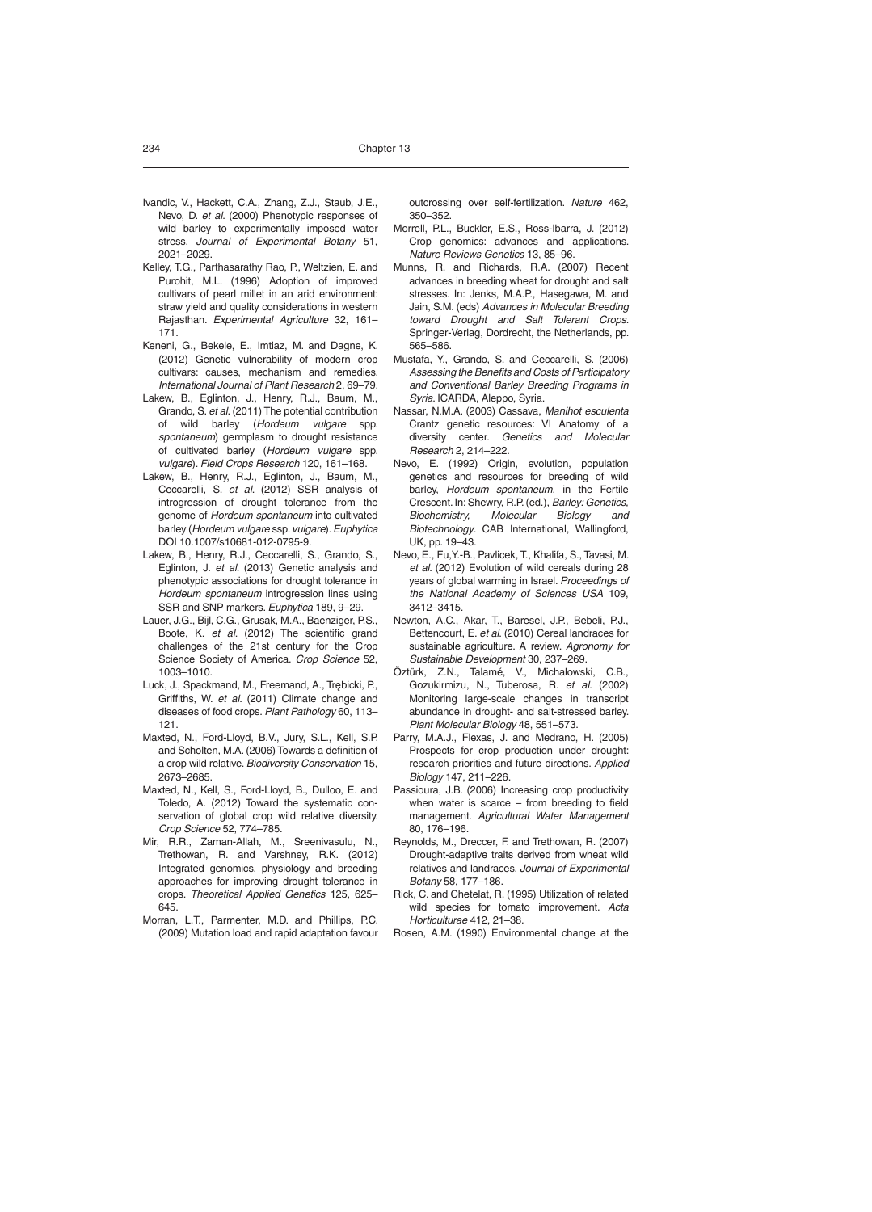Ivandic, V., Hackett, C.A., Zhang, Z.J., Staub, J.E., Nevo, D. *et al.* (2000) Phenotypic responses of wild barley to experimentally imposed water stress. *Journal of Experimental Botany* 51, 2021–2029.

Kelley, T.G., Parthasarathy Rao, P., Weltzien, E. and Purohit, M.L. (1996) Adoption of improved cultivars of pearl millet in an arid environment: straw yield and quality considerations in western Rajasthan. *Experimental Agriculture* 32, 161–171.

Keneni, G., Bekele, E., Imtiaz, M. and Dagne, K. (2012) Genetic vulnerability of modern crop cultivars: causes, mechanism and remedies. *International Journal of Plant Research* 2, 69–79.

Lakew, B., Eglinton, J., Henry, R.J., Baum, M., Grando, S. *et al.* (2011) The potential contribution of wild barley (*Hordeum vulgare* spp. *spontaneum*) germplasm to drought resistance of cultivated barley (*Hordeum vulgare* spp. *vulgare*). *Field Crops Research* 120, 161–168.

Lakew, B., Henry, R.J., Eglinton, J., Baum, M., Ceccarelli, S. *et al.* (2012) SSR analysis of introgression of drought tolerance from the genome of *Hordeum spontaneum* into cultivated barley (*Hordeum vulgare* ssp. *vulgare*). *Euphytica* DOI 10.1007/s10681-012-0795-9.

Lakew, B., Henry, R.J., Ceccarelli, S., Grando, S., Eglinton, J. *et al.* (2013) Genetic analysis and phenotypic associations for drought tolerance in *Hordeum spontaneum* introgression lines using SSR and SNP markers. *Euphytica* 189, 9–29.

Lauer, J.G., Bijl, C.G., Grusak, M.A., Baenziger, P.S., Boote, K. *et al.* (2012) The scientific grand challenges of the 21st century for the Crop Science Society of America. *Crop Science* 52, 1003–1010.

Luck, J., Spackmand, M., Freemand, A., Trębicki, P., Griffiths, W. *et al.* (2011) Climate change and diseases of food crops. *Plant Pathology* 60, 113–121.

Maxted, N., Ford-Lloyd, B.V., Jury, S.L., Kell, S.P. and Scholten, M.A. (2006) Towards a definition of a crop wild relative. *Biodiversity Conservation* 15, 2673–2685.

Maxted, N., Kell, S., Ford-Lloyd, B., Dulloo, E. and Toledo, A. (2012) Toward the systematic conservation of global crop wild relative diversity. *Crop Science* 52, 774–785.

Mir, R.R., Zaman-Allah, M., Sreenivasulu, N., Trethowan, R. and Varshney, R.K. (2012) Integrated genomics, physiology and breeding approaches for improving drought tolerance in crops. *Theoretical Applied Genetics* 125, 625–645.

Morran, L.T., Parmenter, M.D. and Phillips, P.C. (2009) Mutation load and rapid adaptation favour outcrossing over self-fertilization. *Nature* 462, 350–352.

Morrell, P.L., Buckler, E.S., Ross-Ibarra, J. (2012) Crop genomics: advances and applications. *Nature Reviews Genetics* 13, 85–96.

Munns, R. and Richards, R.A. (2007) Recent advances in breeding wheat for drought and salt stresses. In: Jenks, M.A.P., Hasegawa, M. and Jain, S.M. (eds) *Advances in Molecular Breeding toward Drought and Salt Tolerant Crops*. Springer-Verlag, Dordrecht, the Netherlands, pp. 565–586.

Mustafa, Y., Grando, S. and Ceccarelli, S. (2006) *Assessing the Benefits and Costs of Participatory and Conventional Barley Breeding Programs in Syria*. ICARDA, Aleppo, Syria.

Nassar, N.M.A. (2003) Cassava, *Manihot esculenta* Crantz genetic resources: VI Anatomy of a diversity center. *Genetics and Molecular Research* 2, 214–222.

Nevo, E. (1992) Origin, evolution, population genetics and resources for breeding of wild barley, *Hordeum spontaneum*, in the Fertile Crescent. In: Shewry, R.P. (ed.), *Barley: Genetics, Biochemistry, Molecular Biology and Biotechnology*. CAB International, Wallingford, UK, pp. 19–43.

Nevo, E., Fu,Y.-B., Pavlicek, T., Khalifa, S., Tavasi, M. *et al.* (2012) Evolution of wild cereals during 28 years of global warming in Israel. *Proceedings of the National Academy of Sciences USA* 109, 3412–3415.

Newton, A.C., Akar, T., Baresel, J.P., Bebeli, P.J., Bettencourt, E. *et al.* (2010) Cereal landraces for sustainable agriculture. A review. *Agronomy for Sustainable Development* 30, 237–269.

Öztürk, Z.N., Talamé, V., Michalowski, C.B., Gozukirmizu, N., Tuberosa, R. *et al.* (2002) Monitoring large-scale changes in transcript abundance in drought- and salt-stressed barley. *Plant Molecular Biology* 48, 551–573.

Parry, M.A.J., Flexas, J. and Medrano, H. (2005) Prospects for crop production under drought: research priorities and future directions. *Applied Biology* 147, 211–226.

Passioura, J.B. (2006) Increasing crop productivity when water is scarce – from breeding to field management. *Agricultural Water Management* 80, 176–196.

Reynolds, M., Dreccer, F. and Trethowan, R. (2007) Drought-adaptive traits derived from wheat wild relatives and landraces. *Journal of Experimental Botany* 58, 177–186.

Rick, C. and Chetelat, R. (1995) Utilization of related wild species for tomato improvement. *Acta Horticulturae* 412, 21–38.

Rosen, A.M. (1990) Environmental change at the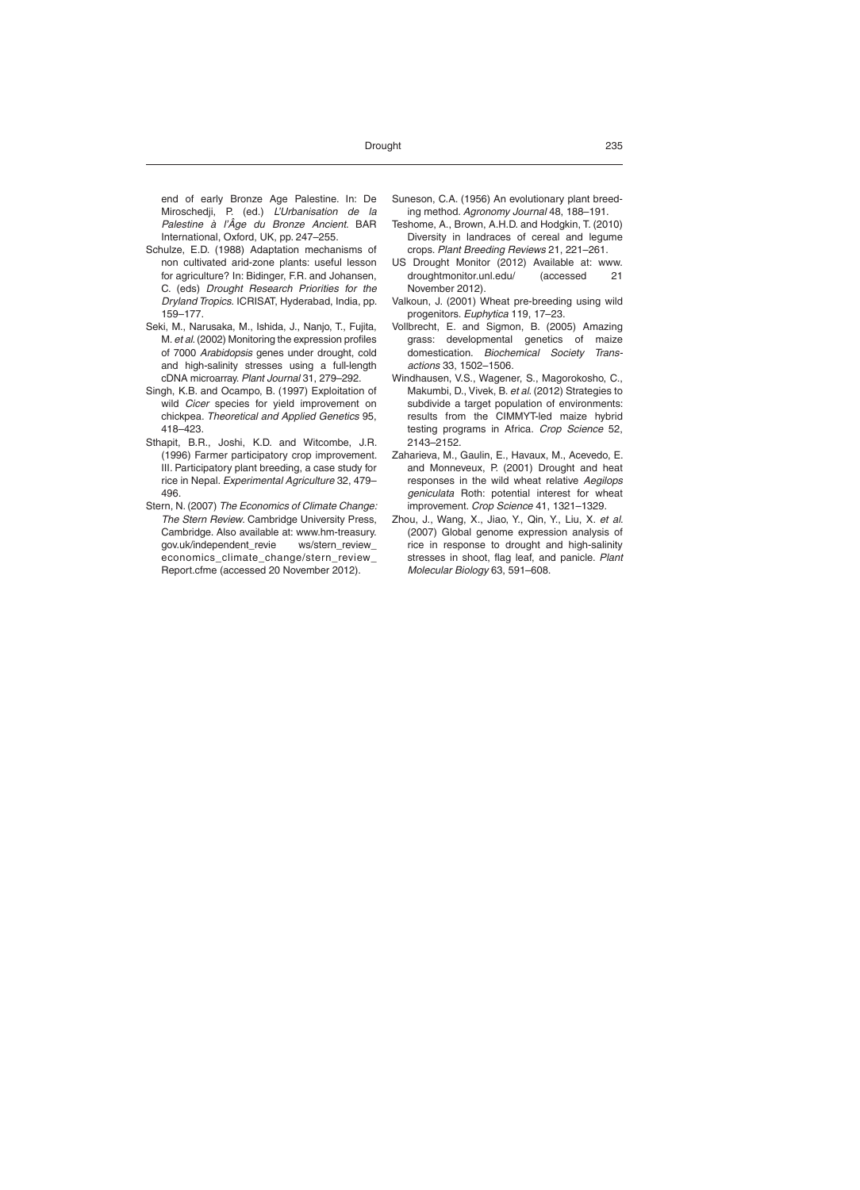end of early Bronze Age Palestine. In: De Miroschedji, P. (ed.) *L'Urbanisation de la Palestine à l'Âge du Bronze Ancient*. BAR International, Oxford, UK, pp. 247–255.

Schulze, E.D. (1988) Adaptation mechanisms of non cultivated arid-zone plants: useful lesson for agriculture? In: Bidinger, F.R. and Johansen, C. (eds) *Drought Research Priorities for the Dryland Tropics*. ICRISAT, Hyderabad, India, pp. 159–177.

Seki, M., Narusaka, M., Ishida, J., Nanjo, T., Fujita, M. *et al*. (2002) Monitoring the expression profiles of 7000 *Arabidopsis* genes under drought, cold and high-salinity stresses using a full-length cDNA microarray. *Plant Journal* 31, 279–292.

Singh, K.B. and Ocampo, B. (1997) Exploitation of wild *Cicer* species for yield improvement on chickpea. *Theoretical and Applied Genetics* 95, 418–423.

Sthapit, B.R., Joshi, K.D. and Witcombe, J.R. (1996) Farmer participatory crop improvement. III. Participatory plant breeding, a case study for rice in Nepal. *Experimental Agriculture* 32, 479–496.

Stern, N. (2007) *The Economics of Climate Change: The Stern Review*. Cambridge University Press, Cambridge. Also available at: www.hm-treasury.gov.uk/independent_reviews/stern_review_economics_climate_change/stern_review_Report.cfme (accessed 20 November 2012).

Suneson, C.A. (1956) An evolutionary plant breeding method. *Agronomy Journal* 48, 188–191.

Teshome, A., Brown, A.H.D. and Hodgkin, T. (2010) Diversity in landraces of cereal and legume crops. *Plant Breeding Reviews* 21, 221–261.

US Drought Monitor (2012) Available at: www.droughtmonitor.unl.edu/ (accessed 21 November 2012).

Valkoun, J. (2001) Wheat pre-breeding using wild progenitors. *Euphytica* 119, 17–23.

Vollbrecht, E. and Sigmon, B. (2005) Amazing grass: developmental genetics of maize domestication. *Biochemical Society Transactions* 33, 1502–1506.

Windhausen, V.S., Wagener, S., Magorokosho, C., Makumbi, D., Vivek, B. *et al*. (2012) Strategies to subdivide a target population of environments: results from the CIMMYT-led maize hybrid testing programs in Africa. *Crop Science* 52, 2143–2152.

Zaharieva, M., Gaulin, E., Havaux, M., Acevedo, E. and Monneveux, P. (2001) Drought and heat responses in the wild wheat relative *Aegilops geniculata* Roth: potential interest for wheat improvement. *Crop Science* 41, 1321–1329.

Zhou, J., Wang, X., Jiao, Y., Qin, Y., Liu, X. *et al*. (2007) Global genome expression analysis of rice in response to drought and high-salinity stresses in shoot, flag leaf, and panicle. *Plant Molecular Biology* 63, 591–608.